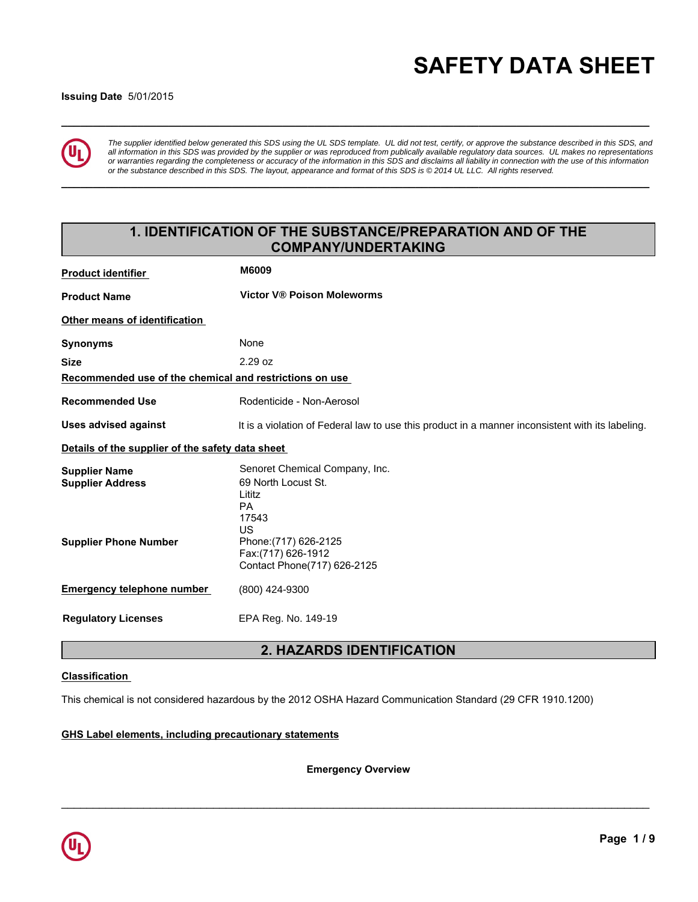# SAFETY DATA SHEET

**Issuing Date** 5/01/2015

*The supplier identified below generated this SDS using the UL SDS template. UL did not test, certify, or approve the substance described in this SDS, and all information in this SDS was provided by the supplier or was reproduced from publically available regulatory data sources. UL makes no representations or warranties regarding the completeness or accuracy of the information in this SDS and disclaims all liability in connection with the use of this information or the substance described in this SDS. The layout, appearance and format of this SDS is © 2014 UL LLC. All rights reserved.*

## 1. IDENTIFICATION OF THE SUBSTANCE/PREPARATION AND OF THE COMPANY/UNDERTAKING

**Product identifier** — **M6009**

**Product Name** — **Victor V® Poison Moleworms**

**Other means of identification**

**Synonyms** — None

**Size** — 2.29 oz

**Recommended use of the chemical and restrictions on use**

**Recommended Use** — Rodenticide - Non-Aerosol

**Uses advised against** — It is a violation of Federal law to use this product in a manner inconsistent with its labeling.

**Details of the supplier of the safety data sheet**

**Supplier Name** — Senoret Chemical Company, Inc.

**Supplier Address** — 69 North Locust St.
Lititz
PA
17543
US

**Supplier Phone Number** — Phone:(717) 626-2125
Fax:(717) 626-1912
Contact Phone(717) 626-2125

**Emergency telephone number** — (800) 424-9300

**Regulatory Licenses** — EPA Reg. No. 149-19

## 2. HAZARDS IDENTIFICATION

**Classification**

This chemical is not considered hazardous by the 2012 OSHA Hazard Communication Standard (29 CFR 1910.1200)

**GHS Label elements, including precautionary statements**

**Emergency Overview**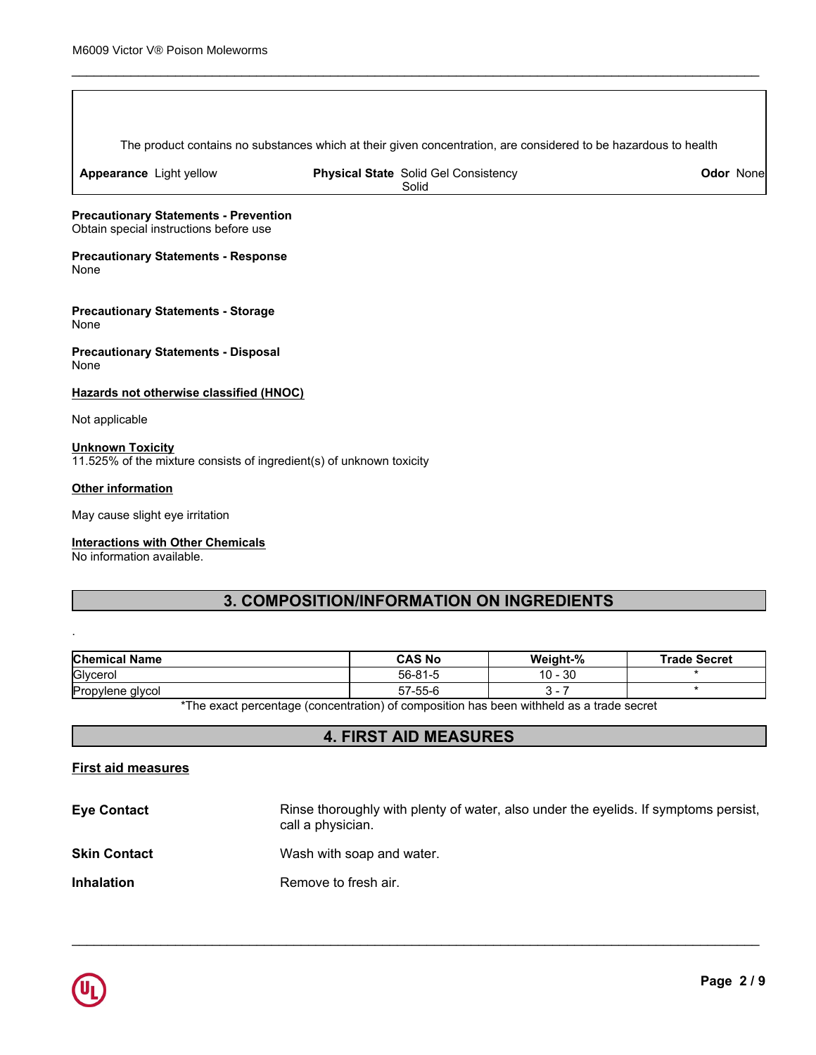The product contains no substances which at their given concentration, are considered to be hazardous to health

| **Appearance** Light yellow | **Physical State** Solid Gel Consistency Solid | **Odor** None |
|---|---|---|

**Precautionary Statements - Prevention**
Obtain special instructions before use

**Precautionary Statements - Response**
None

**Precautionary Statements - Storage**
None

**Precautionary Statements - Disposal**
None

**Hazards not otherwise classified (HNOC)**

Not applicable

**Unknown Toxicity**
11.525% of the mixture consists of ingredient(s) of unknown toxicity

**Other information**

May cause slight eye irritation

**Interactions with Other Chemicals**
No information available.

## 3. COMPOSITION/INFORMATION ON INGREDIENTS

.

| Chemical Name | CAS No | Weight-% | Trade Secret |
|---|---|---|---|
| Glycerol | 56-81-5 | 10 - 30 | * |
| Propylene glycol | 57-55-6 | 3 - 7 | * |

*The exact percentage (concentration) of composition has been withheld as a trade secret

## 4. FIRST AID MEASURES

**First aid measures**

**Eye Contact** Rinse thoroughly with plenty of water, also under the eyelids. If symptoms persist, call a physician.

**Skin Contact** Wash with soap and water.

**Inhalation** Remove to fresh air.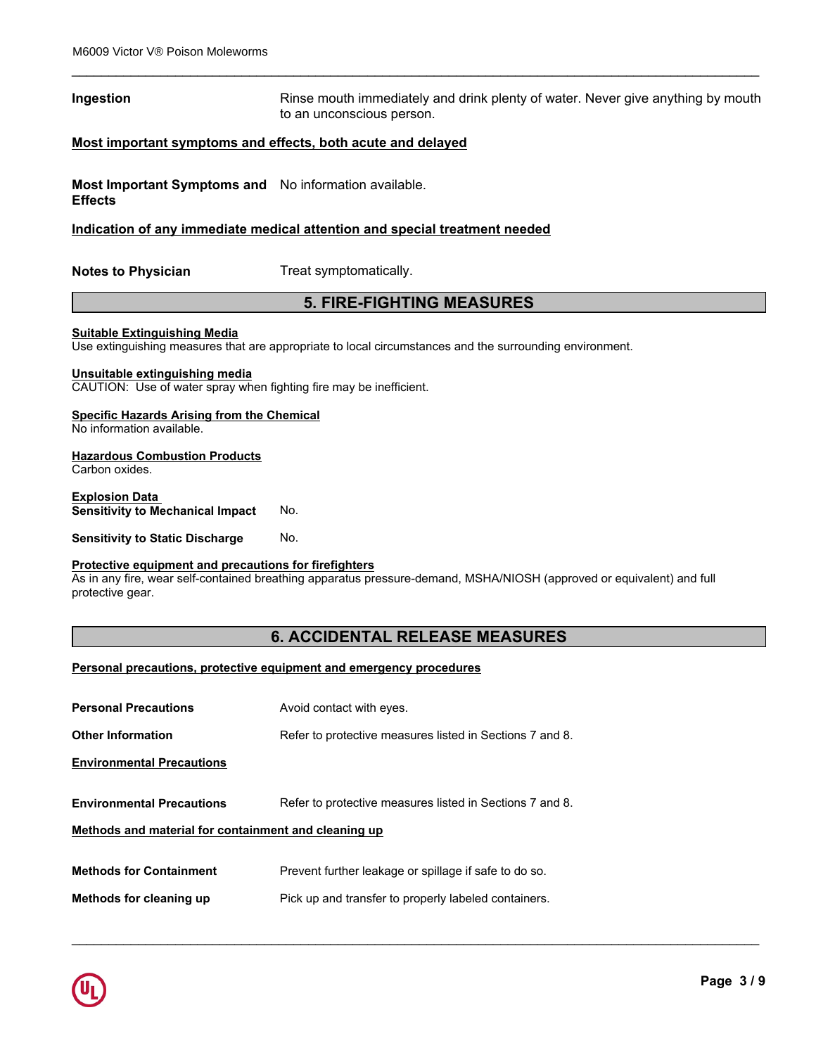**Ingestion** Rinse mouth immediately and drink plenty of water. Never give anything by mouth to an unconscious person.

**Most important symptoms and effects, both acute and delayed**

**Most Important Symptoms and Effects** No information available.

**Indication of any immediate medical attention and special treatment needed**

**Notes to Physician** Treat symptomatically.

## 5. FIRE-FIGHTING MEASURES

**Suitable Extinguishing Media**
Use extinguishing measures that are appropriate to local circumstances and the surrounding environment.

**Unsuitable extinguishing media**
CAUTION: Use of water spray when fighting fire may be inefficient.

**Specific Hazards Arising from the Chemical**
No information available.

**Hazardous Combustion Products**
Carbon oxides.

**Explosion Data**
**Sensitivity to Mechanical Impact** No.

**Sensitivity to Static Discharge** No.

**Protective equipment and precautions for firefighters**
As in any fire, wear self-contained breathing apparatus pressure-demand, MSHA/NIOSH (approved or equivalent) and full protective gear.

## 6. ACCIDENTAL RELEASE MEASURES

**Personal precautions, protective equipment and emergency procedures**

**Personal Precautions** Avoid contact with eyes.

**Other Information** Refer to protective measures listed in Sections 7 and 8.

**Environmental Precautions**

**Environmental Precautions** Refer to protective measures listed in Sections 7 and 8.

**Methods and material for containment and cleaning up**

**Methods for Containment** Prevent further leakage or spillage if safe to do so.

**Methods for cleaning up** Pick up and transfer to properly labeled containers.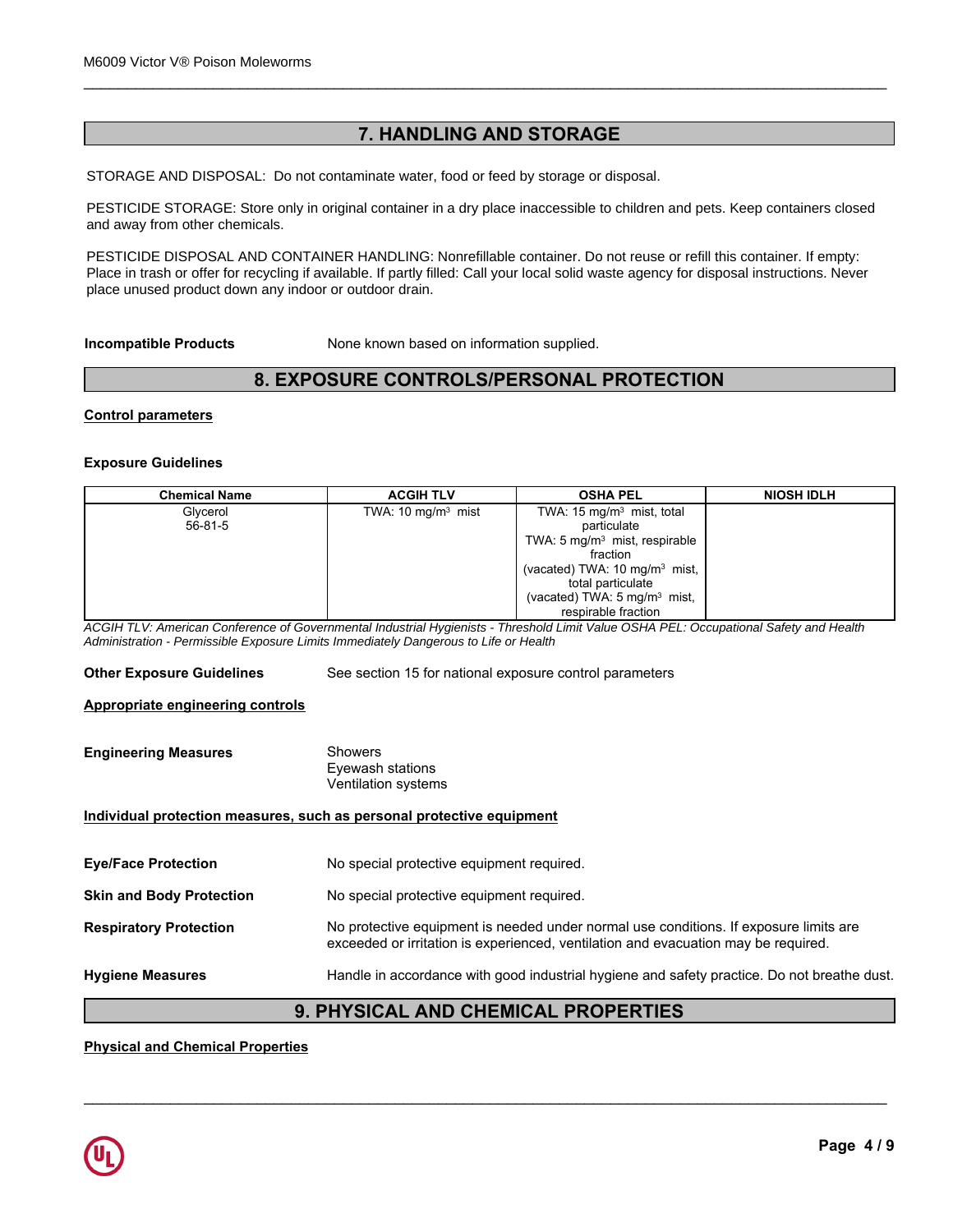## 7. HANDLING AND STORAGE

STORAGE AND DISPOSAL: Do not contaminate water, food or feed by storage or disposal.

PESTICIDE STORAGE: Store only in original container in a dry place inaccessible to children and pets. Keep containers closed and away from other chemicals.

PESTICIDE DISPOSAL AND CONTAINER HANDLING: Nonrefillable container. Do not reuse or refill this container. If empty: Place in trash or offer for recycling if available. If partly filled: Call your local solid waste agency for disposal instructions. Never place unused product down any indoor or outdoor drain.

**Incompatible Products** None known based on information supplied.

## 8. EXPOSURE CONTROLS/PERSONAL PROTECTION

**Control parameters**

**Exposure Guidelines**

| Chemical Name | ACGIH TLV | OSHA PEL | NIOSH IDLH |
|---|---|---|---|
| Glycerol<br>56-81-5 | TWA: 10 mg/m³ mist | TWA: 15 mg/m³ mist, total particulate<br>TWA: 5 mg/m³ mist, respirable fraction<br>(vacated) TWA: 10 mg/m³ mist, total particulate<br>(vacated) TWA: 5 mg/m³ mist, respirable fraction | |

*ACGIH TLV: American Conference of Governmental Industrial Hygienists - Threshold Limit Value OSHA PEL: Occupational Safety and Health Administration - Permissible Exposure Limits Immediately Dangerous to Life or Health*

**Other Exposure Guidelines** See section 15 for national exposure control parameters

**Appropriate engineering controls**

**Engineering Measures**
Showers
Eyewash stations
Ventilation systems

**Individual protection measures, such as personal protective equipment**

**Eye/Face Protection** No special protective equipment required.

**Skin and Body Protection** No special protective equipment required.

**Respiratory Protection** No protective equipment is needed under normal use conditions. If exposure limits are exceeded or irritation is experienced, ventilation and evacuation may be required.

**Hygiene Measures** Handle in accordance with good industrial hygiene and safety practice. Do not breathe dust.

## 9. PHYSICAL AND CHEMICAL PROPERTIES

**Physical and Chemical Properties**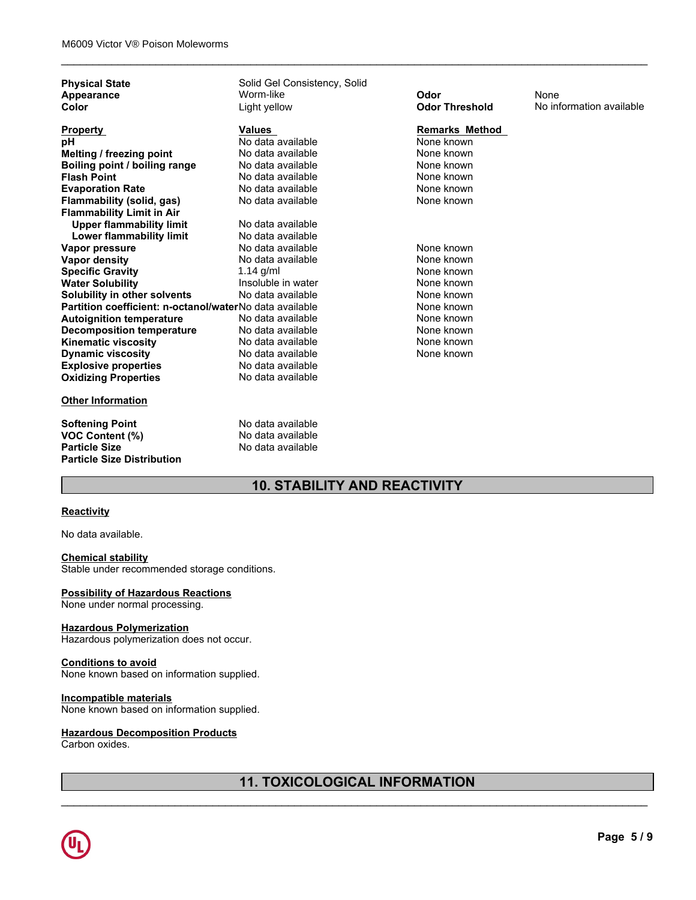| | | | |
|---|---|---|---|
| **Physical State** | Solid Gel Consistency, Solid | | |
| **Appearance** | Worm-like | **Odor** | None |
| **Color** | Light yellow | **Odor Threshold** | No information available |

| **Property** | **Values** | **Remarks Method** |
|---|---|---|
| **pH** | No data available | None known |
| **Melting / freezing point** | No data available | None known |
| **Boiling point / boiling range** | No data available | None known |
| **Flash Point** | No data available | None known |
| **Evaporation Rate** | No data available | None known |
| **Flammability (solid, gas)** | No data available | None known |
| **Flammability Limit in Air** | | |
| **Upper flammability limit** | No data available | |
| **Lower flammability limit** | No data available | |
| **Vapor pressure** | No data available | None known |
| **Vapor density** | No data available | None known |
| **Specific Gravity** | 1.14 g/ml | None known |
| **Water Solubility** | Insoluble in water | None known |
| **Solubility in other solvents** | No data available | None known |
| **Partition coefficient: n-octanol/water** | No data available | None known |
| **Autoignition temperature** | No data available | None known |
| **Decomposition temperature** | No data available | None known |
| **Kinematic viscosity** | No data available | None known |
| **Dynamic viscosity** | No data available | None known |
| **Explosive properties** | No data available | |
| **Oxidizing Properties** | No data available | |

**Other Information**

| | |
|---|---|
| **Softening Point** | No data available |
| **VOC Content (%)** | No data available |
| **Particle Size** | No data available |
| **Particle Size Distribution** | |

## 10. STABILITY AND REACTIVITY

**Reactivity**

No data available.

**Chemical stability**

Stable under recommended storage conditions.

**Possibility of Hazardous Reactions**

None under normal processing.

**Hazardous Polymerization**

Hazardous polymerization does not occur.

**Conditions to avoid**

None known based on information supplied.

**Incompatible materials**

None known based on information supplied.

**Hazardous Decomposition Products**

Carbon oxides.

## 11. TOXICOLOGICAL INFORMATION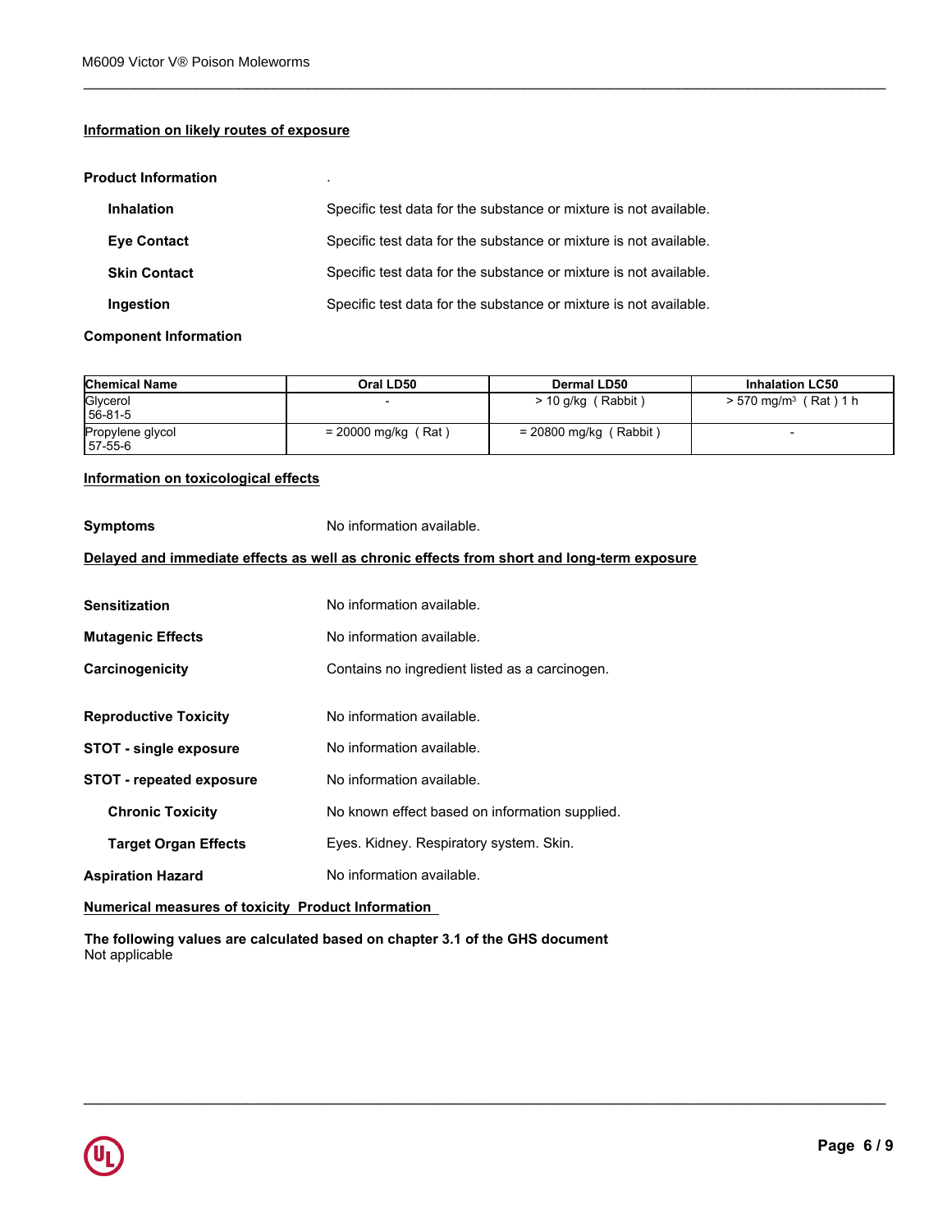**Information on likely routes of exposure**

**Product Information** .

**Inhalation** Specific test data for the substance or mixture is not available.

**Eye Contact** Specific test data for the substance or mixture is not available.

**Skin Contact** Specific test data for the substance or mixture is not available.

**Ingestion** Specific test data for the substance or mixture is not available.

**Component Information**

| Chemical Name | Oral LD50 | Dermal LD50 | Inhalation LC50 |
|---|---|---|---|
| Glycerol<br>56-81-5 | - | > 10 g/kg ( Rabbit ) | > 570 mg/m³ ( Rat ) 1 h |
| Propylene glycol<br>57-55-6 | = 20000 mg/kg ( Rat ) | = 20800 mg/kg ( Rabbit ) | - |

**Information on toxicological effects**

**Symptoms** No information available.

**Delayed and immediate effects as well as chronic effects from short and long-term exposure**

**Sensitization** No information available.

**Mutagenic Effects** No information available.

**Carcinogenicity** Contains no ingredient listed as a carcinogen.

**Reproductive Toxicity** No information available.

**STOT - single exposure** No information available.

**STOT - repeated exposure** No information available.

**Chronic Toxicity** No known effect based on information supplied.

**Target Organ Effects** Eyes. Kidney. Respiratory system. Skin.

**Aspiration Hazard** No information available.

**Numerical measures of toxicity Product Information**

**The following values are calculated based on chapter 3.1 of the GHS document**
Not applicable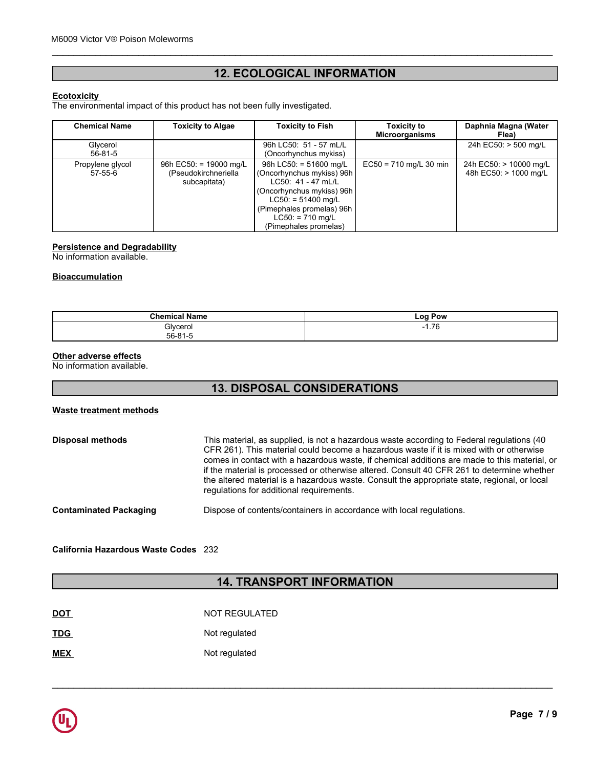## 12. ECOLOGICAL INFORMATION

**Ecotoxicity**

The environmental impact of this product has not been fully investigated.

| Chemical Name | Toxicity to Algae | Toxicity to Fish | Toxicity to Microorganisms | Daphnia Magna (Water Flea) |
|---|---|---|---|---|
| Glycerol 56-81-5 | | 96h LC50: 51 - 57 mL/L (Oncorhynchus mykiss) | | 24h EC50: > 500 mg/L |
| Propylene glycol 57-55-6 | 96h EC50: = 19000 mg/L (Pseudokirchneriella subcapitata) | 96h LC50: = 51600 mg/L (Oncorhynchus mykiss) 96h LC50: 41 - 47 mL/L (Oncorhynchus mykiss) 96h LC50: = 51400 mg/L (Pimephales promelas) 96h LC50: = 710 mg/L (Pimephales promelas) | EC50 = 710 mg/L 30 min | 24h EC50: > 10000 mg/L 48h EC50: > 1000 mg/L |

**Persistence and Degradability**

No information available.

**Bioaccumulation**

| Chemical Name | Log Pow |
|---|---|
| Glycerol 56-81-5 | -1.76 |

**Other adverse effects**

No information available.

## 13. DISPOSAL CONSIDERATIONS

**Waste treatment methods**

**Disposal methods**

This material, as supplied, is not a hazardous waste according to Federal regulations (40 CFR 261). This material could become a hazardous waste if it is mixed with or otherwise comes in contact with a hazardous waste, if chemical additions are made to this material, or if the material is processed or otherwise altered. Consult 40 CFR 261 to determine whether the altered material is a hazardous waste. Consult the appropriate state, regional, or local regulations for additional requirements.

**Contaminated Packaging**

Dispose of contents/containers in accordance with local regulations.

**California Hazardous Waste Codes** 232

## 14. TRANSPORT INFORMATION

**DOT** NOT REGULATED

**TDG** Not regulated

**MEX** Not regulated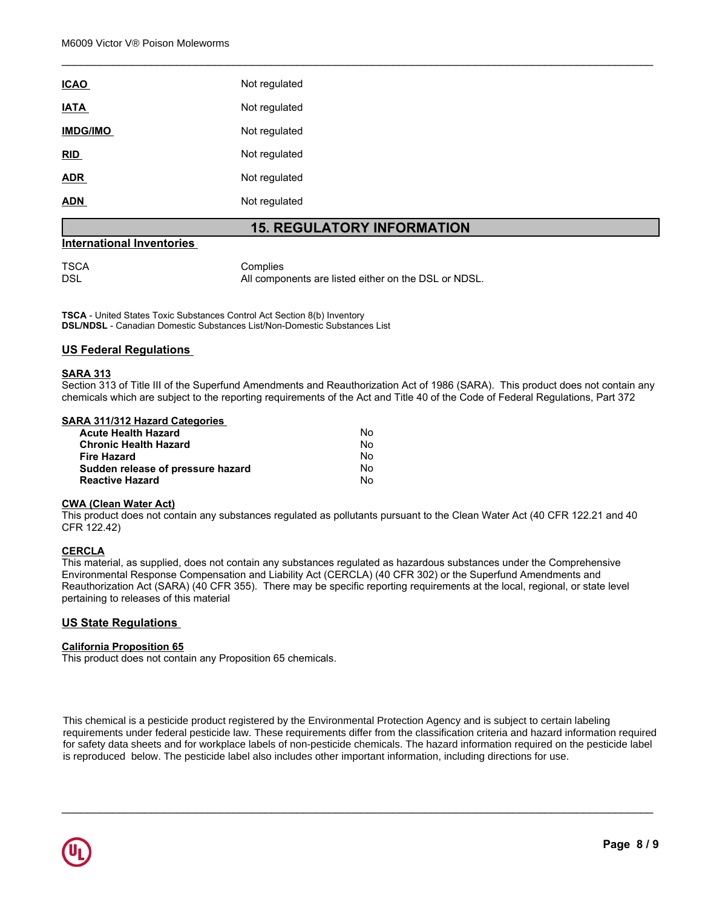| | |
|---|---|
| **ICAO** | Not regulated |
| **IATA** | Not regulated |
| **IMDG/IMO** | Not regulated |
| **RID** | Not regulated |
| **ADR** | Not regulated |
| **ADN** | Not regulated |

## 15. REGULATORY INFORMATION

### International Inventories

| | |
|---|---|
| TSCA | Complies |
| DSL | All components are listed either on the DSL or NDSL. |

**TSCA** - United States Toxic Substances Control Act Section 8(b) Inventory
**DSL/NDSL** - Canadian Domestic Substances List/Non-Domestic Substances List

### US Federal Regulations

**SARA 313**
Section 313 of Title III of the Superfund Amendments and Reauthorization Act of 1986 (SARA). This product does not contain any chemicals which are subject to the reporting requirements of the Act and Title 40 of the Code of Federal Regulations, Part 372

**SARA 311/312 Hazard Categories**

| | |
|---|---|
| **Acute Health Hazard** | No |
| **Chronic Health Hazard** | No |
| **Fire Hazard** | No |
| **Sudden release of pressure hazard** | No |
| **Reactive Hazard** | No |

**CWA (Clean Water Act)**
This product does not contain any substances regulated as pollutants pursuant to the Clean Water Act (40 CFR 122.21 and 40 CFR 122.42)

**CERCLA**
This material, as supplied, does not contain any substances regulated as hazardous substances under the Comprehensive Environmental Response Compensation and Liability Act (CERCLA) (40 CFR 302) or the Superfund Amendments and Reauthorization Act (SARA) (40 CFR 355). There may be specific reporting requirements at the local, regional, or state level pertaining to releases of this material

### US State Regulations

**California Proposition 65**
This product does not contain any Proposition 65 chemicals.

This chemical is a pesticide product registered by the Environmental Protection Agency and is subject to certain labeling requirements under federal pesticide law. These requirements differ from the classification criteria and hazard information required for safety data sheets and for workplace labels of non-pesticide chemicals. The hazard information required on the pesticide label is reproduced below. The pesticide label also includes other important information, including directions for use.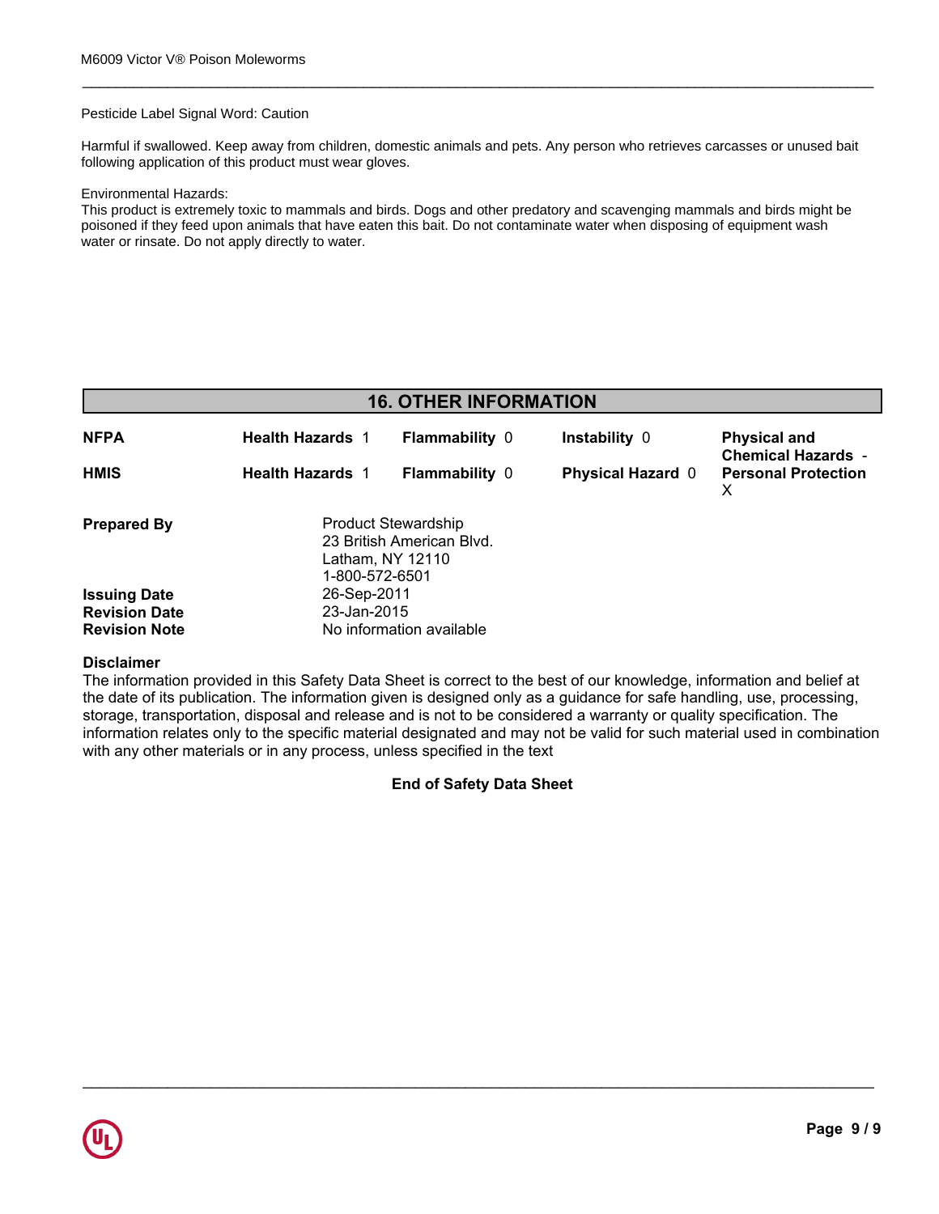Pesticide Label Signal Word: Caution

Harmful if swallowed. Keep away from children, domestic animals and pets. Any person who retrieves carcasses or unused bait following application of this product must wear gloves.

Environmental Hazards:
This product is extremely toxic to mammals and birds. Dogs and other predatory and scavenging mammals and birds might be poisoned if they feed upon animals that have eaten this bait. Do not contaminate water when disposing of equipment wash water or rinsate. Do not apply directly to water.

## 16. OTHER INFORMATION

| | | | | |
|---|---|---|---|---|
| **NFPA** | **Health Hazards** 1 | **Flammability** 0 | **Instability** 0 | **Physical and Chemical Hazards** - |
| **HMIS** | **Health Hazards** 1 | **Flammability** 0 | **Physical Hazard** 0 | **Personal Protection** X |

**Prepared By**
Product Stewardship
23 British American Blvd.
Latham, NY 12110
1-800-572-6501

**Issuing Date** 26-Sep-2011
**Revision Date** 23-Jan-2015
**Revision Note** No information available

**Disclaimer**
The information provided in this Safety Data Sheet is correct to the best of our knowledge, information and belief at the date of its publication. The information given is designed only as a guidance for safe handling, use, processing, storage, transportation, disposal and release and is not to be considered a warranty or quality specification. The information relates only to the specific material designated and may not be valid for such material used in combination with any other materials or in any process, unless specified in the text

**End of Safety Data Sheet**